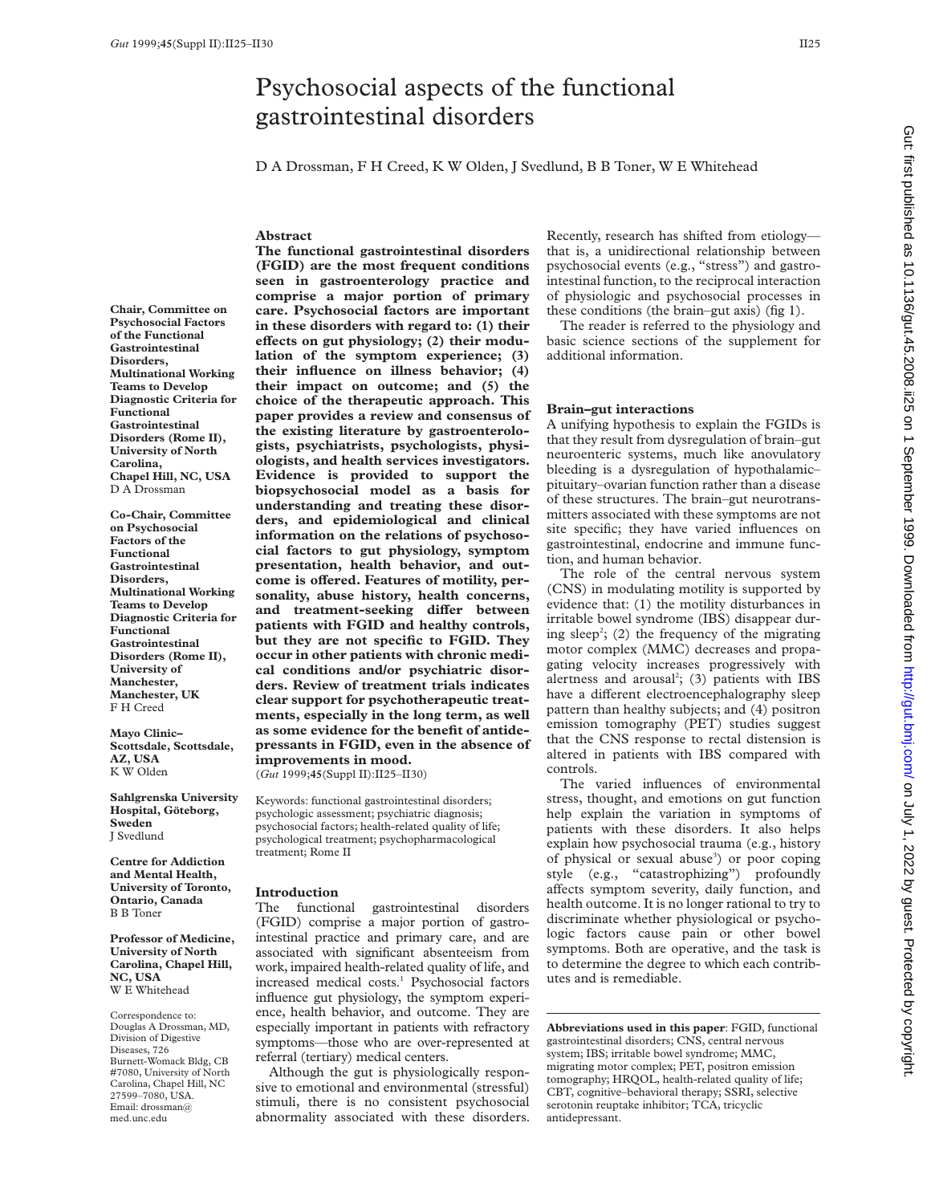# Psychosocial aspects of the functional gastrointestinal disorders

D A Drossman, F H Creed, K W Olden, J Svedlund, B B Toner, W E Whitehead

**Chair, Committee on Psychosocial Factors of the Functional Gastrointestinal Disorders, Multinational Working Teams to Develop Diagnostic Criteria for Functional Gastrointestinal Disorders (Rome II), University of North Carolina, Chapel Hill, NC, USA**
D A Drossman

**Co-Chair, Committee on Psychosocial Factors of the Functional Gastrointestinal Disorders, Multinational Working Teams to Develop Diagnostic Criteria for Functional Gastrointestinal Disorders (Rome II), University of Manchester, Manchester, UK**
F H Creed

**Mayo Clinic–Scottsdale, Scottsdale, AZ, USA**
K W Olden

**Sahlgrenska University Hospital, Göteborg, Sweden**
J Svedlund

**Centre for Addiction and Mental Health, University of Toronto, Ontario, Canada**
B B Toner

**Professor of Medicine, University of North Carolina, Chapel Hill, NC, USA**
W E Whitehead

Correspondence to:
Douglas A Drossman, MD, Division of Digestive Diseases, 726 Burnett-Womack Bldg, CB #7080, University of North Carolina, Chapel Hill, NC 27599–7080, USA.
Email: drossman@med.unc.edu

## Abstract

**The functional gastrointestinal disorders (FGID) are the most frequent conditions seen in gastroenterology practice and comprise a major portion of primary care. Psychosocial factors are important in these disorders with regard to: (1) their effects on gut physiology; (2) their modulation of the symptom experience; (3) their influence on illness behavior; (4) their impact on outcome; and (5) the choice of the therapeutic approach. This paper provides a review and consensus of the existing literature by gastroenterologists, psychiatrists, psychologists, physiologists, and health services investigators. Evidence is provided to support the biopsychosocial model as a basis for understanding and treating these disorders, and epidemiological and clinical information on the relations of psychosocial factors to gut physiology, symptom presentation, health behavior, and outcome is offered. Features of motility, personality, abuse history, health concerns, and treatment-seeking differ between patients with FGID and healthy controls, but they are not specific to FGID. They occur in other patients with chronic medical conditions and/or psychiatric disorders. Review of treatment trials indicates clear support for psychotherapeutic treatments, especially in the long term, as well as some evidence for the benefit of antidepressants in FGID, even in the absence of improvements in mood.**

(*Gut* 1999;**45**(Suppl II):II25–II30)

Keywords: functional gastrointestinal disorders; psychologic assessment; psychiatric diagnosis; psychosocial factors; health-related quality of life; psychological treatment; psychopharmacological treatment; Rome II

## Introduction

The functional gastrointestinal disorders (FGID) comprise a major portion of gastrointestinal practice and primary care, and are associated with significant absenteeism from work, impaired health-related quality of life, and increased medical costs.[1] Psychosocial factors influence gut physiology, the symptom experience, health behavior, and outcome. They are especially important in patients with refractory symptoms—those who are over-represented at referral (tertiary) medical centers.

Although the gut is physiologically responsive to emotional and environmental (stressful) stimuli, there is no consistent psychosocial abnormality associated with these disorders. Recently, research has shifted from etiology—that is, a unidirectional relationship between psychosocial events (e.g., "stress") and gastrointestinal function, to the reciprocal interaction of physiologic and psychosocial processes in these conditions (the brain–gut axis) (fig 1).

The reader is referred to the physiology and basic science sections of the supplement for additional information.

## Brain–gut interactions

A unifying hypothesis to explain the FGIDs is that they result from dysregulation of brain–gut neuroenteric systems, much like anovulatory bleeding is a dysregulation of hypothalamic–pituitary–ovarian function rather than a disease of these structures. The brain–gut neurotransmitters associated with these symptoms are not site specific; they have varied influences on gastrointestinal, endocrine and immune function, and human behavior.

The role of the central nervous system (CNS) in modulating motility is supported by evidence that: (1) the motility disturbances in irritable bowel syndrome (IBS) disappear during sleep[2]; (2) the frequency of the migrating motor complex (MMC) decreases and propagating velocity increases progressively with alertness and arousal[2]; (3) patients with IBS have a different electroencephalography sleep pattern than healthy subjects; and (4) positron emission tomography (PET) studies suggest that the CNS response to rectal distension is altered in patients with IBS compared with controls.

The varied influences of environmental stress, thought, and emotions on gut function help explain the variation in symptoms of patients with these disorders. It also helps explain how psychosocial trauma (e.g., history of physical or sexual abuse[3]) or poor coping style (e.g., "catastrophizing") profoundly affects symptom severity, daily function, and health outcome. It is no longer rational to try to discriminate whether physiological or psychologic factors cause pain or other bowel symptoms. Both are operative, and the task is to determine the degree to which each contributes and is remediable.

**Abbreviations used in this paper**: FGID, functional gastrointestinal disorders; CNS, central nervous system; IBS; irritable bowel syndrome; MMC, migrating motor complex; PET, positron emission tomography; HRQOL, health-related quality of life; CBT, cognitive–behavioral therapy; SSRI, selective serotonin reuptake inhibitor; TCA, tricyclic antidepressant.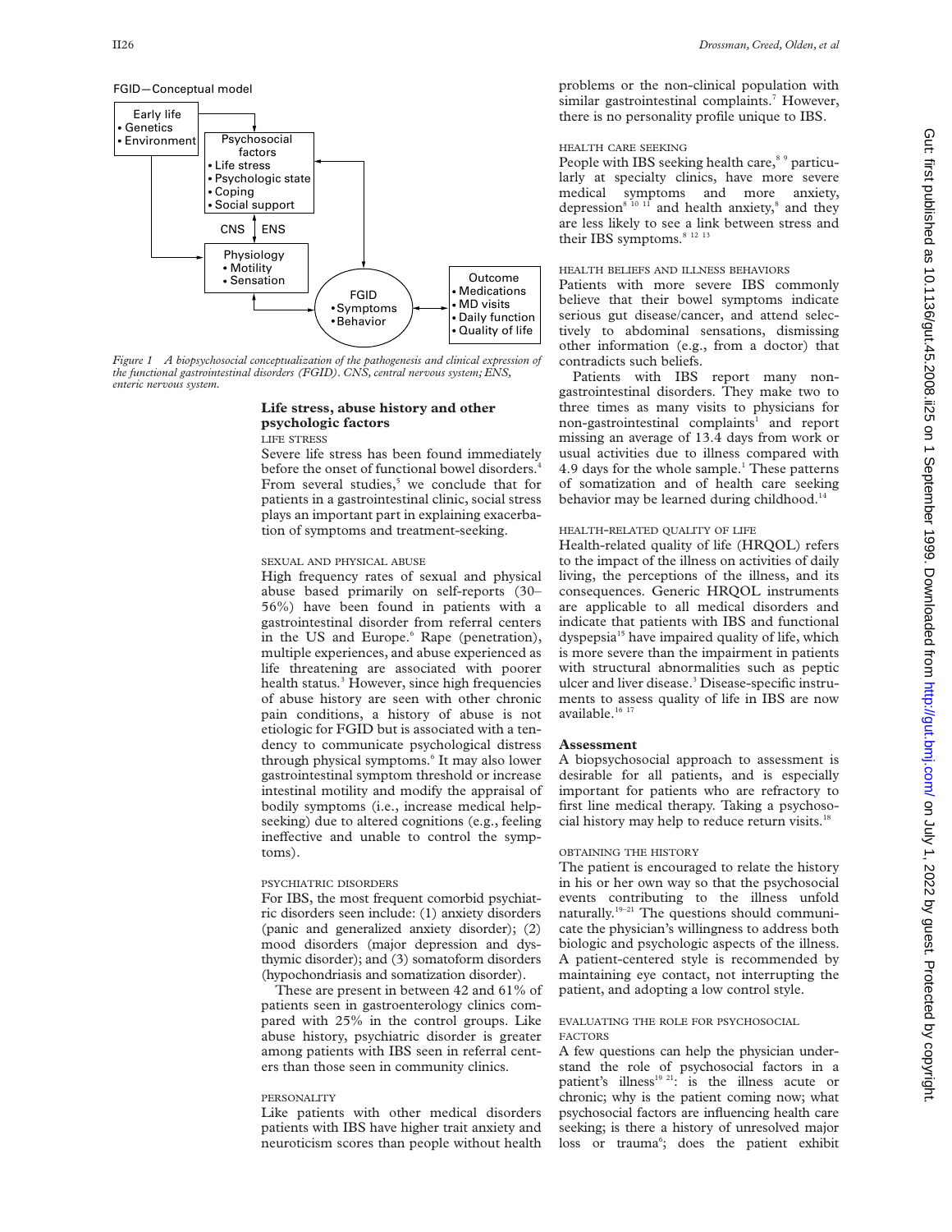FGID—Conceptual model

Early life
- Genetics
- Environment

Psychosocial factors
- Life stress
- Psychologic state
- Coping
- Social support

CNS | ENS

Physiology
- Motility
- Sensation

FGID
- Symptoms
- Behavior

Outcome
- Medications
- MD visits
- Daily function
- Quality of life

*Figure 1 A biopsychosocial conceptualization of the pathogenesis and clinical expression of the functional gastrointestinal disorders (FGID). CNS, central nervous system; ENS, enteric nervous system.*

## Life stress, abuse history and other psychologic factors

### LIFE STRESS

Severe life stress has been found immediately before the onset of functional bowel disorders.[4] From several studies,[5] we conclude that for patients in a gastrointestinal clinic, social stress plays an important part in explaining exacerbation of symptoms and treatment-seeking.

### SEXUAL AND PHYSICAL ABUSE

High frequency rates of sexual and physical abuse based primarily on self-reports (30–56%) have been found in patients with a gastrointestinal disorder from referral centers in the US and Europe.[6] Rape (penetration), multiple experiences, and abuse experienced as life threatening are associated with poorer health status.[3] However, since high frequencies of abuse history are seen with other chronic pain conditions, a history of abuse is not etiologic for FGID but is associated with a tendency to communicate psychological distress through physical symptoms.[6] It may also lower gastrointestinal symptom threshold or increase intestinal motility and modify the appraisal of bodily symptoms (i.e., increase medical help-seeking) due to altered cognitions (e.g., feeling ineffective and unable to control the symptoms).

### PSYCHIATRIC DISORDERS

For IBS, the most frequent comorbid psychiatric disorders seen include: (1) anxiety disorders (panic and generalized anxiety disorder); (2) mood disorders (major depression and dysthymic disorder); and (3) somatoform disorders (hypochondriasis and somatization disorder).

These are present in between 42 and 61% of patients seen in gastroenterology clinics compared with 25% in the control groups. Like abuse history, psychiatric disorder is greater among patients with IBS seen in referral centers than those seen in community clinics.

### PERSONALITY

Like patients with other medical disorders patients with IBS have higher trait anxiety and neuroticism scores than people without health problems or the non-clinical population with similar gastrointestinal complaints.[7] However, there is no personality profile unique to IBS.

### HEALTH CARE SEEKING

People with IBS seeking health care,[8 9] particularly at specialty clinics, have more severe medical symptoms and more anxiety, depression[8 10 11] and health anxiety,[8] and they are less likely to see a link between stress and their IBS symptoms.[8 12 13]

### HEALTH BELIEFS AND ILLNESS BEHAVIORS

Patients with more severe IBS commonly believe that their bowel symptoms indicate serious gut disease/cancer, and attend selectively to abdominal sensations, dismissing other information (e.g., from a doctor) that contradicts such beliefs.

Patients with IBS report many non-gastrointestinal disorders. They make two to three times as many visits to physicians for non-gastrointestinal complaints[1] and report missing an average of 13.4 days from work or usual activities due to illness compared with 4.9 days for the whole sample.[1] These patterns of somatization and of health care seeking behavior may be learned during childhood.[14]

### HEALTH-RELATED QUALITY OF LIFE

Health-related quality of life (HRQOL) refers to the impact of the illness on activities of daily living, the perceptions of the illness, and its consequences. Generic HRQOL instruments are applicable to all medical disorders and indicate that patients with IBS and functional dyspepsia[15] have impaired quality of life, which is more severe than the impairment in patients with structural abnormalities such as peptic ulcer and liver disease.[3] Disease-specific instruments to assess quality of life in IBS are now available.[16 17]

## Assessment

A biopsychosocial approach to assessment is desirable for all patients, and is especially important for patients who are refractory to first line medical therapy. Taking a psychosocial history may help to reduce return visits.[18]

### OBTAINING THE HISTORY

The patient is encouraged to relate the history in his or her own way so that the psychosocial events contributing to the illness unfold naturally.[19–21] The questions should communicate the physician's willingness to address both biologic and psychologic aspects of the illness. A patient-centered style is recommended by maintaining eye contact, not interrupting the patient, and adopting a low control style.

### EVALUATING THE ROLE FOR PSYCHOSOCIAL FACTORS

A few questions can help the physician understand the role of psychosocial factors in a patient's illness[19 21]: is the illness acute or chronic; why is the patient coming now; what psychosocial factors are influencing health care seeking; is there a history of unresolved major loss or trauma[6]; does the patient exhibit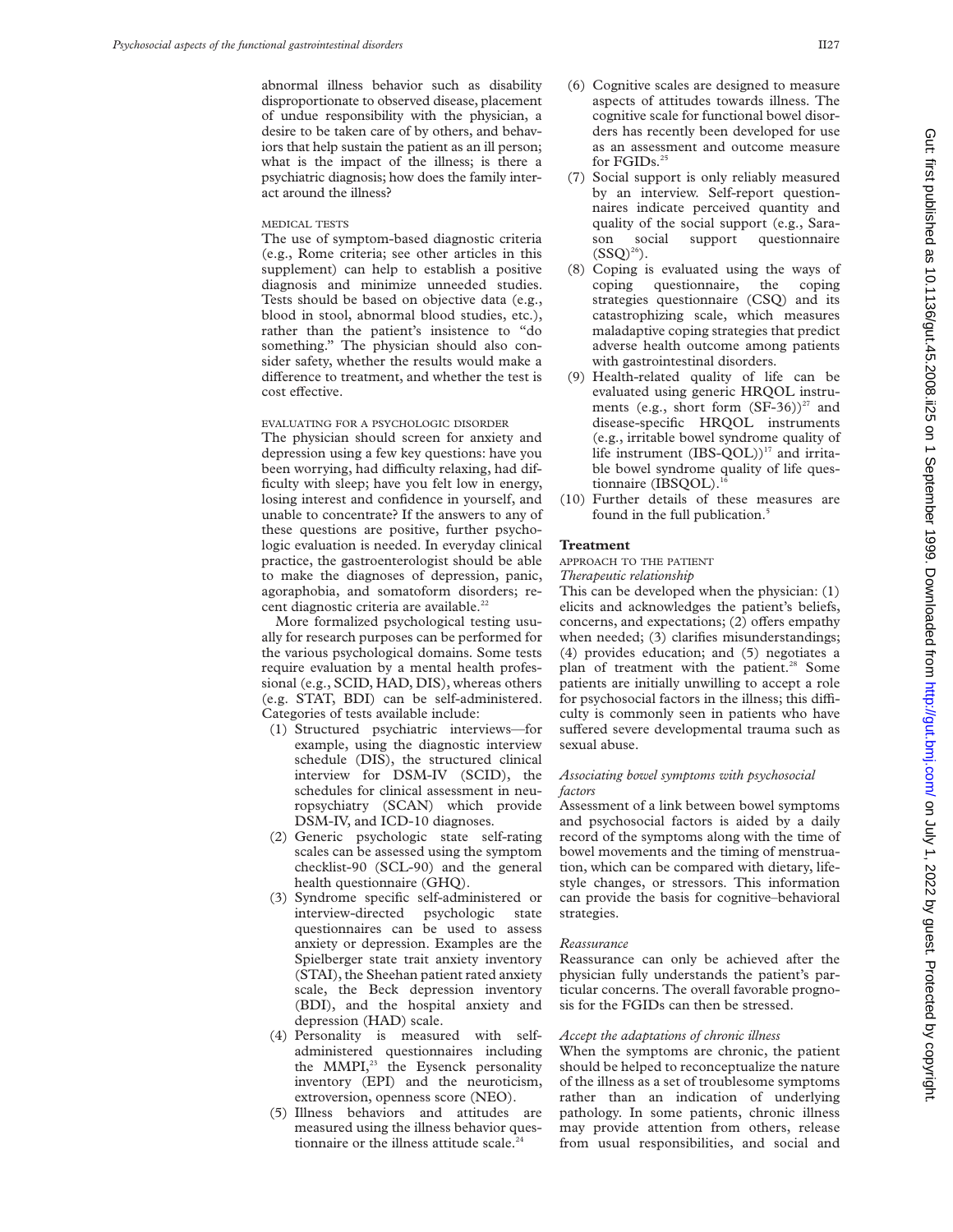abnormal illness behavior such as disability disproportionate to observed disease, placement of undue responsibility with the physician, a desire to be taken care of by others, and behaviors that help sustain the patient as an ill person; what is the impact of the illness; is there a psychiatric diagnosis; how does the family interact around the illness?

#### MEDICAL TESTS

The use of symptom-based diagnostic criteria (e.g., Rome criteria; see other articles in this supplement) can help to establish a positive diagnosis and minimize unneeded studies. Tests should be based on objective data (e.g., blood in stool, abnormal blood studies, etc.), rather than the patient's insistence to "do something." The physician should also consider safety, whether the results would make a difference to treatment, and whether the test is cost effective.

#### EVALUATING FOR A PSYCHOLOGIC DISORDER

The physician should screen for anxiety and depression using a few key questions: have you been worrying, had difficulty relaxing, had difficulty with sleep; have you felt low in energy, losing interest and confidence in yourself, and unable to concentrate? If the answers to any of these questions are positive, further psychologic evaluation is needed. In everyday clinical practice, the gastroenterologist should be able to make the diagnoses of depression, panic, agoraphobia, and somatoform disorders; recent diagnostic criteria are available.[22]

More formalized psychological testing usually for research purposes can be performed for the various psychological domains. Some tests require evaluation by a mental health professional (e.g., SCID, HAD, DIS), whereas others (e.g. STAT, BDI) can be self-administered. Categories of tests available include:

(1) Structured psychiatric interviews—for example, using the diagnostic interview schedule (DIS), the structured clinical interview for DSM-IV (SCID), the schedules for clinical assessment in neuropsychiatry (SCAN) which provide DSM-IV, and ICD-10 diagnoses.
(2) Generic psychologic state self-rating scales can be assessed using the symptom checklist-90 (SCL-90) and the general health questionnaire (GHQ).
(3) Syndrome specific self-administered or interview-directed psychologic state questionnaires can be used to assess anxiety or depression. Examples are the Spielberger state trait anxiety inventory (STAI), the Sheehan patient rated anxiety scale, the Beck depression inventory (BDI), and the hospital anxiety and depression (HAD) scale.
(4) Personality is measured with self-administered questionnaires including the MMPI,[23] the Eysenck personality inventory (EPI) and the neuroticism, extroversion, openness score (NEO).
(5) Illness behaviors and attitudes are measured using the illness behavior questionnaire or the illness attitude scale.[24]
(6) Cognitive scales are designed to measure aspects of attitudes towards illness. The cognitive scale for functional bowel disorders has recently been developed for use as an assessment and outcome measure for FGIDs.[25]
(7) Social support is only reliably measured by an interview. Self-report questionnaires indicate perceived quantity and quality of the social support (e.g., Sarason social support questionnaire (SSQ)[26]).
(8) Coping is evaluated using the ways of coping questionnaire, the coping strategies questionnaire (CSQ) and its catastrophizing scale, which measures maladaptive coping strategies that predict adverse health outcome among patients with gastrointestinal disorders.
(9) Health-related quality of life can be evaluated using generic HRQOL instruments (e.g., short form (SF-36))[27] and disease-specific HRQOL instruments (e.g., irritable bowel syndrome quality of life instrument (IBS-QOL))[17] and irritable bowel syndrome quality of life questionnaire (IBSQOL).[16]
(10) Further details of these measures are found in the full publication.[5]

## Treatment

#### APPROACH TO THE PATIENT

*Therapeutic relationship*

This can be developed when the physician: (1) elicits and acknowledges the patient's beliefs, concerns, and expectations; (2) offers empathy when needed; (3) clarifies misunderstandings; (4) provides education; and (5) negotiates a plan of treatment with the patient.[28] Some patients are initially unwilling to accept a role for psychosocial factors in the illness; this difficulty is commonly seen in patients who have suffered severe developmental trauma such as sexual abuse.

*Associating bowel symptoms with psychosocial factors*

Assessment of a link between bowel symptoms and psychosocial factors is aided by a daily record of the symptoms along with the time of bowel movements and the timing of menstruation, which can be compared with dietary, lifestyle changes, or stressors. This information can provide the basis for cognitive–behavioral strategies.

*Reassurance*

Reassurance can only be achieved after the physician fully understands the patient's particular concerns. The overall favorable prognosis for the FGIDs can then be stressed.

*Accept the adaptations of chronic illness*

When the symptoms are chronic, the patient should be helped to reconceptualize the nature of the illness as a set of troublesome symptoms rather than an indication of underlying pathology. In some patients, chronic illness may provide attention from others, release from usual responsibilities, and social and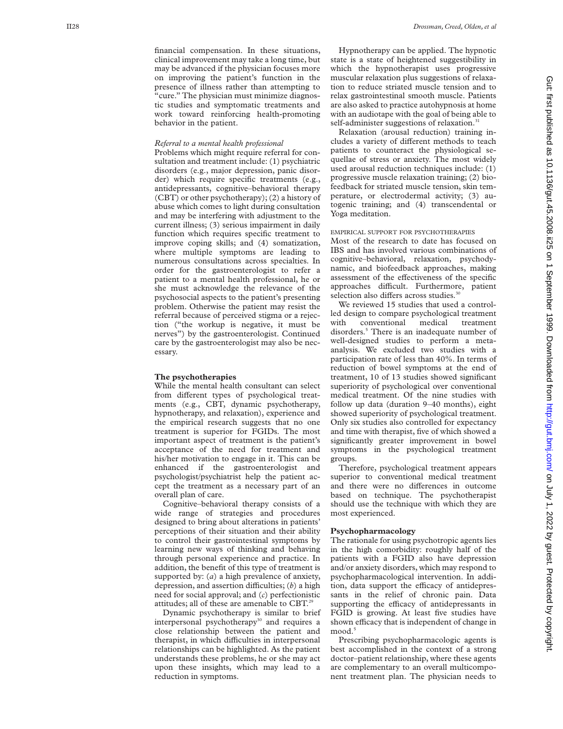financial compensation. In these situations, clinical improvement may take a long time, but may be advanced if the physician focuses more on improving the patient's function in the presence of illness rather than attempting to "cure." The physician must minimize diagnostic studies and symptomatic treatments and work toward reinforcing health-promoting behavior in the patient.

*Referral to a mental health professional*

Problems which might require referral for consultation and treatment include: (1) psychiatric disorders (e.g., major depression, panic disorder) which require specific treatments (e.g., antidepressants, cognitive–behavioral therapy (CBT) or other psychotherapy); (2) a history of abuse which comes to light during consultation and may be interfering with adjustment to the current illness; (3) serious impairment in daily function which requires specific treatment to improve coping skills; and (4) somatization, where multiple symptoms are leading to numerous consultations across specialties. In order for the gastroenterologist to refer a patient to a mental health professional, he or she must acknowledge the relevance of the psychosocial aspects to the patient's presenting problem. Otherwise the patient may resist the referral because of perceived stigma or a rejection ("the workup is negative, it must be nerves") by the gastroenterologist. Continued care by the gastroenterologist may also be necessary.

**The psychotherapies**

While the mental health consultant can select from different types of psychological treatments (e.g., CBT, dynamic psychotherapy, hypnotherapy, and relaxation), experience and the empirical research suggests that no one treatment is superior for FGIDs. The most important aspect of treatment is the patient's acceptance of the need for treatment and his/her motivation to engage in it. This can be enhanced if the gastroenterologist and psychologist/psychiatrist help the patient accept the treatment as a necessary part of an overall plan of care.

Cognitive–behavioral therapy consists of a wide range of strategies and procedures designed to bring about alterations in patients' perceptions of their situation and their ability to control their gastrointestinal symptoms by learning new ways of thinking and behaving through personal experience and practice. In addition, the benefit of this type of treatment is supported by: (*a*) a high prevalence of anxiety, depression, and assertion difficulties; (*b*) a high need for social approval; and (*c*) perfectionistic attitudes; all of these are amenable to CBT.[29]

Dynamic psychotherapy is similar to brief interpersonal psychotherapy[30] and requires a close relationship between the patient and therapist, in which difficulties in interpersonal relationships can be highlighted. As the patient understands these problems, he or she may act upon these insights, which may lead to a reduction in symptoms.

Hypnotherapy can be applied. The hypnotic state is a state of heightened suggestibility in which the hypnotherapist uses progressive muscular relaxation plus suggestions of relaxation to reduce striated muscle tension and to relax gastrointestinal smooth muscle. Patients are also asked to practice autohypnosis at home with an audiotape with the goal of being able to self-administer suggestions of relaxation.[31]

Relaxation (arousal reduction) training includes a variety of different methods to teach patients to counteract the physiological sequellae of stress or anxiety. The most widely used arousal reduction techniques include: (1) progressive muscle relaxation training; (2) biofeedback for striated muscle tension, skin temperature, or electrodermal activity; (3) autogenic training; and (4) transcendental or Yoga meditation.

EMPIRICAL SUPPORT FOR PSYCHOTHERAPIES

Most of the research to date has focused on IBS and has involved various combinations of cognitive–behavioral, relaxation, psychodynamic, and biofeedback approaches, making assessment of the effectiveness of the specific approaches difficult. Furthermore, patient selection also differs across studies.[30]

We reviewed 15 studies that used a controlled design to compare psychological treatment with conventional medical treatment disorders.[5] There is an inadequate number of well-designed studies to perform a meta-analysis. We excluded two studies with a participation rate of less than 40%. In terms of reduction of bowel symptoms at the end of treatment, 10 of 13 studies showed significant superiority of psychological over conventional medical treatment. Of the nine studies with follow up data (duration 9–40 months), eight showed superiority of psychological treatment. Only six studies also controlled for expectancy and time with therapist, five of which showed a significantly greater improvement in bowel symptoms in the psychological treatment groups.

Therefore, psychological treatment appears superior to conventional medical treatment and there were no differences in outcome based on technique. The psychotherapist should use the technique with which they are most experienced.

**Psychopharmacology**

The rationale for using psychotropic agents lies in the high comorbidity: roughly half of the patients with a FGID also have depression and/or anxiety disorders, which may respond to psychopharmacological intervention. In addition, data support the efficacy of antidepressants in the relief of chronic pain. Data supporting the efficacy of antidepressants in FGID is growing. At least five studies have shown efficacy that is independent of change in mood.[5]

Prescribing psychopharmacologic agents is best accomplished in the context of a strong doctor–patient relationship, where these agents are complementary to an overall multicomponent treatment plan. The physician needs to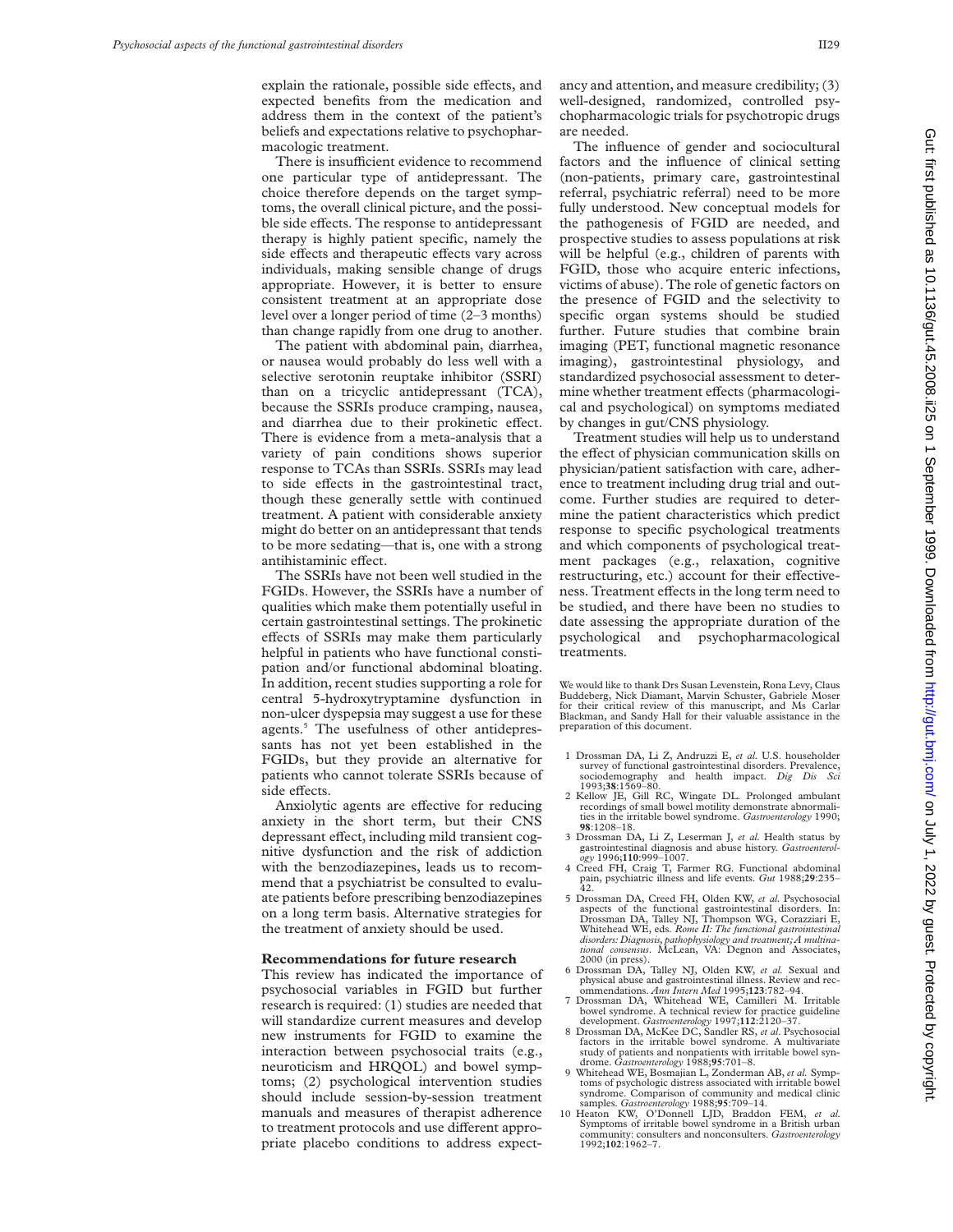explain the rationale, possible side effects, and expected benefits from the medication and address them in the context of the patient's beliefs and expectations relative to psychopharmacologic treatment.

There is insufficient evidence to recommend one particular type of antidepressant. The choice therefore depends on the target symptoms, the overall clinical picture, and the possible side effects. The response to antidepressant therapy is highly patient specific, namely the side effects and therapeutic effects vary across individuals, making sensible change of drugs appropriate. However, it is better to ensure consistent treatment at an appropriate dose level over a longer period of time (2–3 months) than change rapidly from one drug to another.

The patient with abdominal pain, diarrhea, or nausea would probably do less well with a selective serotonin reuptake inhibitor (SSRI) than on a tricyclic antidepressant (TCA), because the SSRIs produce cramping, nausea, and diarrhea due to their prokinetic effect. There is evidence from a meta-analysis that a variety of pain conditions shows superior response to TCAs than SSRIs. SSRIs may lead to side effects in the gastrointestinal tract, though these generally settle with continued treatment. A patient with considerable anxiety might do better on an antidepressant that tends to be more sedating—that is, one with a strong antihistaminic effect.

The SSRIs have not been well studied in the FGIDs. However, the SSRIs have a number of qualities which make them potentially useful in certain gastrointestinal settings. The prokinetic effects of SSRIs may make them particularly helpful in patients who have functional constipation and/or functional abdominal bloating. In addition, recent studies supporting a role for central 5-hydroxytryptamine dysfunction in non-ulcer dyspepsia may suggest a use for these agents.[5] The usefulness of other antidepressants has not yet been established in the FGIDs, but they provide an alternative for patients who cannot tolerate SSRIs because of side effects.

Anxiolytic agents are effective for reducing anxiety in the short term, but their CNS depressant effect, including mild transient cognitive dysfunction and the risk of addiction with the benzodiazepines, leads us to recommend that a psychiatrist be consulted to evaluate patients before prescribing benzodiazepines on a long term basis. Alternative strategies for the treatment of anxiety should be used.

## Recommendations for future research

This review has indicated the importance of psychosocial variables in FGID but further research is required: (1) studies are needed that will standardize current measures and develop new instruments for FGID to examine the interaction between psychosocial traits (e.g., neuroticism and HRQOL) and bowel symptoms; (2) psychological intervention studies should include session-by-session treatment manuals and measures of therapist adherence to treatment protocols and use different appropriate placebo conditions to address expectancy and attention, and measure credibility; (3) well-designed, randomized, controlled psychopharmacologic trials for psychotropic drugs are needed.

The influence of gender and sociocultural factors and the influence of clinical setting (non-patients, primary care, gastrointestinal referral, psychiatric referral) need to be more fully understood. New conceptual models for the pathogenesis of FGID are needed, and prospective studies to assess populations at risk will be helpful (e.g., children of parents with FGID, those who acquire enteric infections, victims of abuse). The role of genetic factors on the presence of FGID and the selectivity to specific organ systems should be studied further. Future studies that combine brain imaging (PET, functional magnetic resonance imaging), gastrointestinal physiology, and standardized psychosocial assessment to determine whether treatment effects (pharmacological and psychological) on symptoms mediated by changes in gut/CNS physiology.

Treatment studies will help us to understand the effect of physician communication skills on physician/patient satisfaction with care, adherence to treatment including drug trial and outcome. Further studies are required to determine the patient characteristics which predict response to specific psychological treatments and which components of psychological treatment packages (e.g., relaxation, cognitive restructuring, etc.) account for their effectiveness. Treatment effects in the long term need to be studied, and there have been no studies to date assessing the appropriate duration of the psychological and psychopharmacological treatments.

We would like to thank Drs Susan Levenstein, Rona Levy, Claus Buddeberg, Nick Diamant, Marvin Schuster, Gabriele Moser for their critical review of this manuscript, and Ms Carlar Blackman, and Sandy Hall for their valuable assistance in the preparation of this document.

1. Drossman DA, Li Z, Andruzzi E, *et al*. U.S. householder survey of functional gastrointestinal disorders. Prevalence, sociodemography and health impact. *Dig Dis Sci* 1993;**38**:1569–80.
2. Kellow JE, Gill RC, Wingate DL. Prolonged ambulant recordings of small bowel motility demonstrate abnormalities in the irritable bowel syndrome. *Gastroenterology* 1990; **98**:1208–18.
3. Drossman DA, Li Z, Leserman J, *et al*. Health status by gastrointestinal diagnosis and abuse history. *Gastroenterology* 1996;**110**:999–1007.
4. Creed FH, Craig T, Farmer RG. Functional abdominal pain, psychiatric illness and life events. *Gut* 1988;**29**:235–42.
5. Drossman DA, Creed FH, Olden KW, *et al*. Psychosocial aspects of the functional gastrointestinal disorders. In: Drossman DA, Talley NJ, Thompson WG, Corazziari E, Whitehead WE, eds. *Rome II: The functional gastrointestinal disorders: Diagnosis, pathophysiology and treatment; A multinational consensus*. McLean, VA: Degnon and Associates, 2000 (in press).
6. Drossman DA, Talley NJ, Olden KW, *et al*. Sexual and physical abuse and gastrointestinal illness. Review and recommendations. *Ann Intern Med* 1995;**123**:782–94.
7. Drossman DA, Whitehead WE, Camilleri M. Irritable bowel syndrome. A technical review for practice guideline development. *Gastroenterology* 1997;**112**:2120–37.
8. Drossman DA, McKee DC, Sandler RS, *et al*. Psychosocial factors in the irritable bowel syndrome. A multivariate study of patients and nonpatients with irritable bowel syndrome. *Gastroenterology* 1988;**95**:701–8.
9. Whitehead WE, Bosmajian L, Zonderman AB, *et al*. Symptoms of psychologic distress associated with irritable bowel syndrome. Comparison of community and medical clinic samples. *Gastroenterology* 1988;**95**:709–14.
10. Heaton KW, O'Donnell LJD, Braddon FEM, *et al*. Symptoms of irritable bowel syndrome in a British urban community: consulters and nonconsulters. *Gastroenterology* 1992;**102**:1962–7.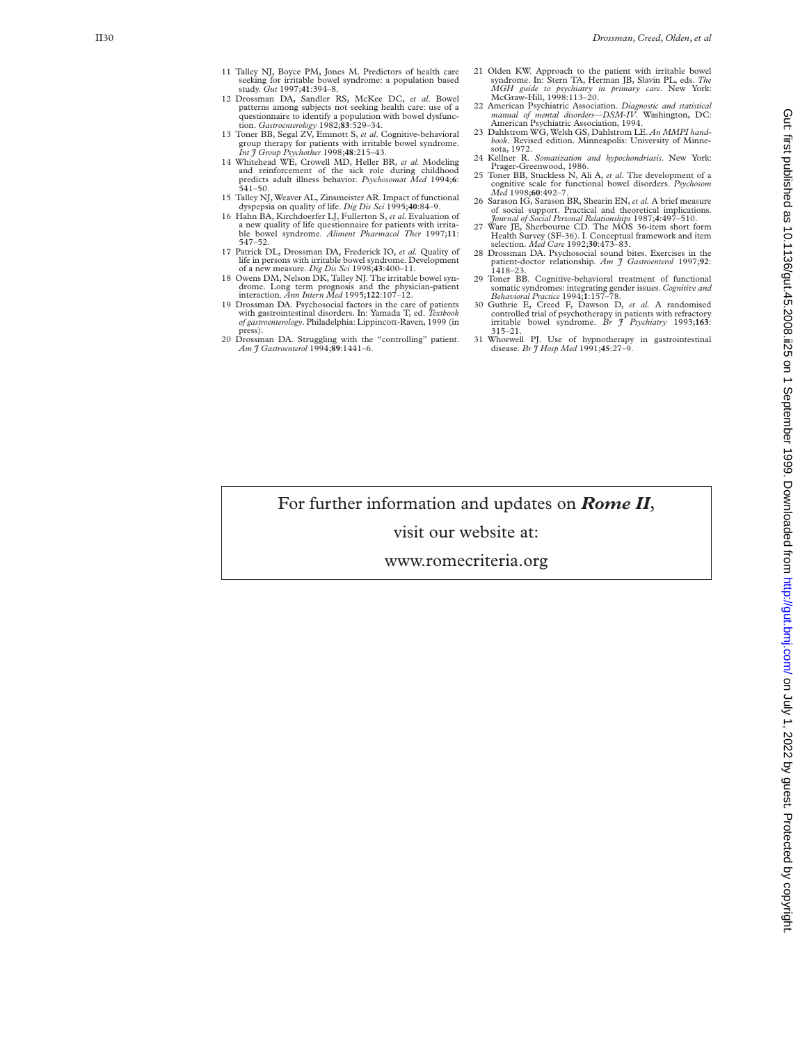11 Talley NJ, Boyce PM, Jones M. Predictors of health care seeking for irritable bowel syndrome: a population based study. *Gut* 1997;**41**:394–8.

12 Drossman DA, Sandler RS, McKee DC, *et al*. Bowel patterns among subjects not seeking health care: use of a questionnaire to identify a population with bowel dysfunction. *Gastroenterology* 1982;**83**:529–34.

13 Toner BB, Segal ZV, Emmott S, *et al*. Cognitive-behavioral group therapy for patients with irritable bowel syndrome. *Int J Group Psychother* 1998;**48**:215–43.

14 Whitehead WE, Crowell MD, Heller BR, *et al*. Modeling and reinforcement of the sick role during childhood predicts adult illness behavior. *Psychosomat Med* 1994;**6**: 541–50.

15 Talley NJ, Weaver AL, Zinsmeister AR. Impact of functional dyspepsia on quality of life. *Dig Dis Sci* 1995;**40**:84–9.

16 Hahn BA, Kirchdoerfer LJ, Fullerton S, *et al*. Evaluation of a new quality of life questionnaire for patients with irritable bowel syndrome. *Aliment Pharmacol Ther* 1997;**11**: 547–52.

17 Patrick DL, Drossman DA, Frederick IO, *et al*. Quality of life in persons with irritable bowel syndrome. Development of a new measure. *Dig Dis Sci* 1998;**43**:400–11.

18 Owens DM, Nelson DK, Talley NJ. The irritable bowel syndrome. Long term prognosis and the physician-patient interaction. *Ann Intern Med* 1995;**122**:107–12.

19 Drossman DA. Psychosocial factors in the care of patients with gastrointestinal disorders. In: Yamada T, ed. *Textbook of gastroenterology*. Philadelphia: Lippincott-Raven, 1999 (in press).

20 Drossman DA. Struggling with the "controlling" patient. *Am J Gastroenterol* 1994;**89**:1441–6.

21 Olden KW. Approach to the patient with irritable bowel syndrome. In: Stern TA, Herman JB, Slavin PL, eds. *The MGH guide to psychiatry in primary care*. New York: McGraw-Hill, 1998:113–20.

22 American Psychiatric Association. *Diagnostic and statistical manual of mental disorders—DSM-IV*. Washington, DC: American Psychiatric Association, 1994.

23 Dahlstrom WG, Welsh GS, Dahlstrom LE. *An MMPI handbook*. Revised edition. Minneapolis: University of Minnesota, 1972.

24 Kellner R. *Somatization and hypochondriasis*. New York: Prager-Greenwood, 1986.

25 Toner BB, Stuckless N, Ali A, *et al*. The development of a cognitive scale for functional bowel disorders. *Psychosom Med* 1998;**60**:492–7.

26 Sarason IG, Sarason BR, Shearin EN, *et al*. A brief measure of social support. Practical and theoretical implications. *Journal of Social Personal Relationships* 1987;**4**:497–510.

27 Ware JE, Sherbourne CD. The MOS 36-item short form Health Survey (SF-36). I. Conceptual framework and item selection. *Med Care* 1992;**30**:473–83.

28 Drossman DA. Psychosocial sound bites. Exercises in the patient-doctor relationship. *Am J Gastroenterol* 1997;**92**: 1418–23.

29 Toner BB. Cognitive-behavioral treatment of functional somatic syndromes: integrating gender issues. *Cognitive and Behavioral Practice* 1994;**1**:157–78.

30 Guthrie E, Creed F, Dawson D, *et al*. A randomised controlled trial of psychotherapy in patients with refractory irritable bowel syndrome. *Br J Psychiatry* 1993;**163**: 315–21.

31 Whorwell PJ. Use of hypnotherapy in gastrointestinal disease. *Br J Hosp Med* 1991;**45**:27–9.

For further information and updates on ***Rome II***,

visit our website at:

www.romecriteria.org